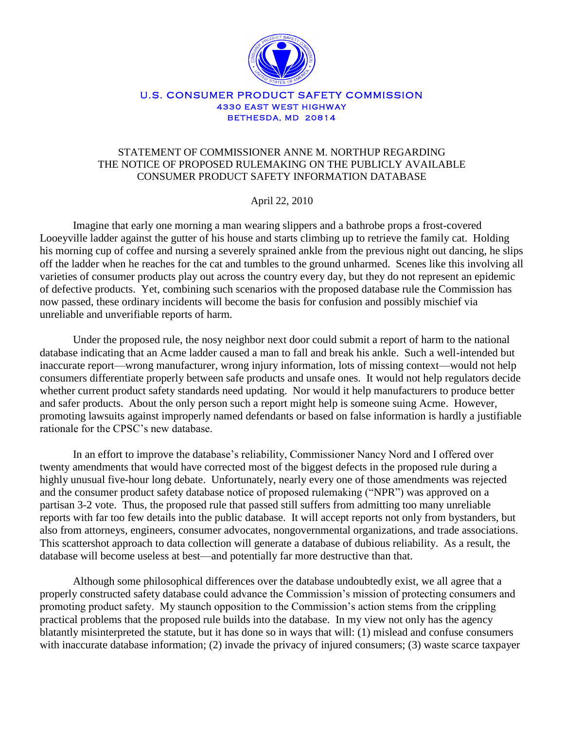U.S. CONSUMER PRODUCT SAFETY COMMISSION
4330 EAST WEST HIGHWAY
BETHESDA, MD 20814

# STATEMENT OF COMMISSIONER ANNE M. NORTHUP REGARDING THE NOTICE OF PROPOSED RULEMAKING ON THE PUBLICLY AVAILABLE CONSUMER PRODUCT SAFETY INFORMATION DATABASE

April 22, 2010

Imagine that early one morning a man wearing slippers and a bathrobe props a frost-covered Looeyville ladder against the gutter of his house and starts climbing up to retrieve the family cat. Holding his morning cup of coffee and nursing a severely sprained ankle from the previous night out dancing, he slips off the ladder when he reaches for the cat and tumbles to the ground unharmed. Scenes like this involving all varieties of consumer products play out across the country every day, but they do not represent an epidemic of defective products. Yet, combining such scenarios with the proposed database rule the Commission has now passed, these ordinary incidents will become the basis for confusion and possibly mischief via unreliable and unverifiable reports of harm.

Under the proposed rule, the nosy neighbor next door could submit a report of harm to the national database indicating that an Acme ladder caused a man to fall and break his ankle. Such a well-intended but inaccurate report—wrong manufacturer, wrong injury information, lots of missing context—would not help consumers differentiate properly between safe products and unsafe ones. It would not help regulators decide whether current product safety standards need updating. Nor would it help manufacturers to produce better and safer products. About the only person such a report might help is someone suing Acme. However, promoting lawsuits against improperly named defendants or based on false information is hardly a justifiable rationale for the CPSC's new database.

In an effort to improve the database's reliability, Commissioner Nancy Nord and I offered over twenty amendments that would have corrected most of the biggest defects in the proposed rule during a highly unusual five-hour long debate. Unfortunately, nearly every one of those amendments was rejected and the consumer product safety database notice of proposed rulemaking ("NPR") was approved on a partisan 3-2 vote. Thus, the proposed rule that passed still suffers from admitting too many unreliable reports with far too few details into the public database. It will accept reports not only from bystanders, but also from attorneys, engineers, consumer advocates, nongovernmental organizations, and trade associations. This scattershot approach to data collection will generate a database of dubious reliability. As a result, the database will become useless at best—and potentially far more destructive than that.

Although some philosophical differences over the database undoubtedly exist, we all agree that a properly constructed safety database could advance the Commission's mission of protecting consumers and promoting product safety. My staunch opposition to the Commission's action stems from the crippling practical problems that the proposed rule builds into the database. In my view not only has the agency blatantly misinterpreted the statute, but it has done so in ways that will: (1) mislead and confuse consumers with inaccurate database information; (2) invade the privacy of injured consumers; (3) waste scarce taxpayer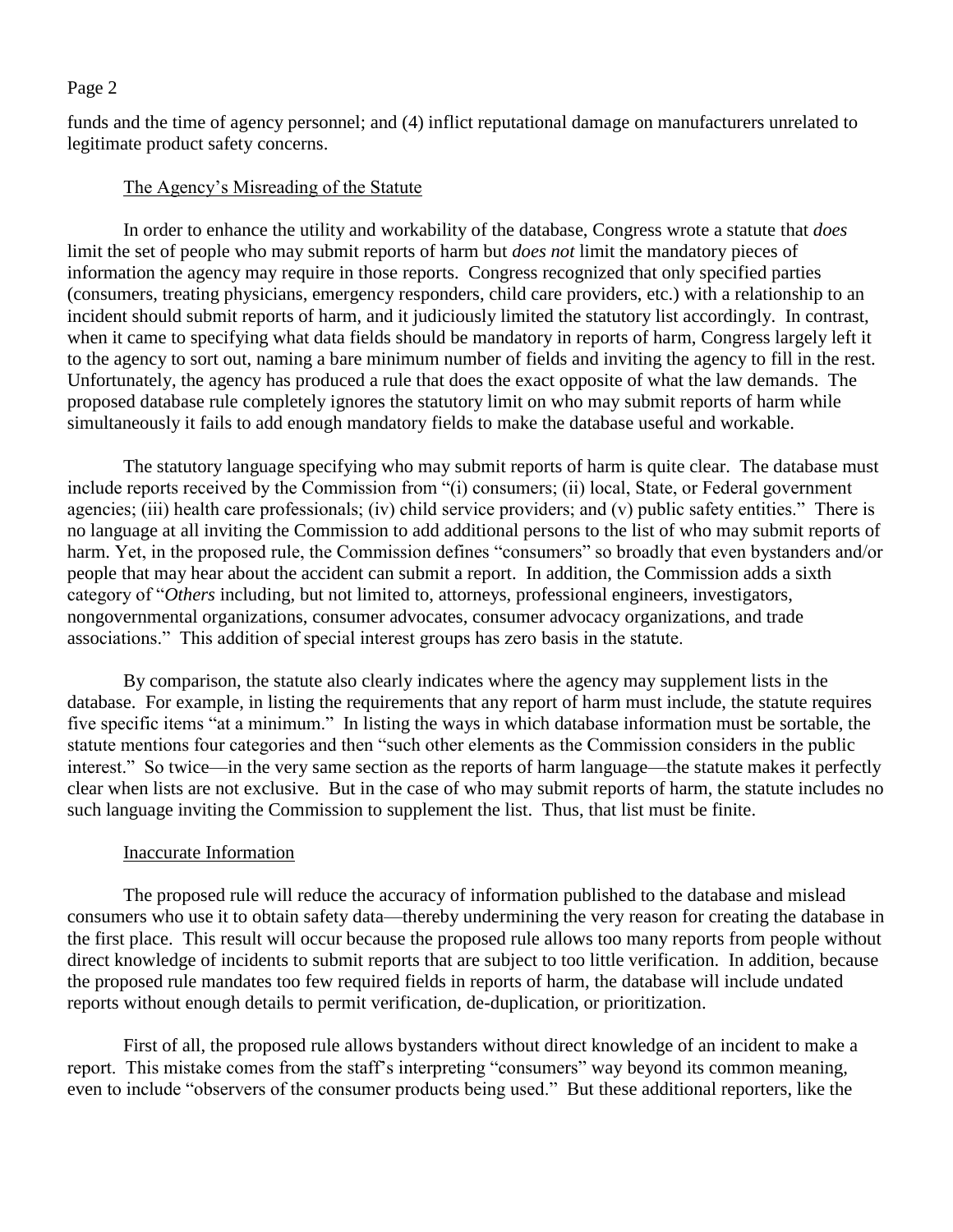funds and the time of agency personnel; and (4) inflict reputational damage on manufacturers unrelated to legitimate product safety concerns.

The Agency's Misreading of the Statute

In order to enhance the utility and workability of the database, Congress wrote a statute that *does* limit the set of people who may submit reports of harm but *does not* limit the mandatory pieces of information the agency may require in those reports. Congress recognized that only specified parties (consumers, treating physicians, emergency responders, child care providers, etc.) with a relationship to an incident should submit reports of harm, and it judiciously limited the statutory list accordingly. In contrast, when it came to specifying what data fields should be mandatory in reports of harm, Congress largely left it to the agency to sort out, naming a bare minimum number of fields and inviting the agency to fill in the rest. Unfortunately, the agency has produced a rule that does the exact opposite of what the law demands. The proposed database rule completely ignores the statutory limit on who may submit reports of harm while simultaneously it fails to add enough mandatory fields to make the database useful and workable.

The statutory language specifying who may submit reports of harm is quite clear. The database must include reports received by the Commission from "(i) consumers; (ii) local, State, or Federal government agencies; (iii) health care professionals; (iv) child service providers; and (v) public safety entities." There is no language at all inviting the Commission to add additional persons to the list of who may submit reports of harm. Yet, in the proposed rule, the Commission defines "consumers" so broadly that even bystanders and/or people that may hear about the accident can submit a report. In addition, the Commission adds a sixth category of "*Others* including, but not limited to, attorneys, professional engineers, investigators, nongovernmental organizations, consumer advocates, consumer advocacy organizations, and trade associations." This addition of special interest groups has zero basis in the statute.

By comparison, the statute also clearly indicates where the agency may supplement lists in the database. For example, in listing the requirements that any report of harm must include, the statute requires five specific items "at a minimum." In listing the ways in which database information must be sortable, the statute mentions four categories and then "such other elements as the Commission considers in the public interest." So twice—in the very same section as the reports of harm language—the statute makes it perfectly clear when lists are not exclusive. But in the case of who may submit reports of harm, the statute includes no such language inviting the Commission to supplement the list. Thus, that list must be finite.

Inaccurate Information

The proposed rule will reduce the accuracy of information published to the database and mislead consumers who use it to obtain safety data—thereby undermining the very reason for creating the database in the first place. This result will occur because the proposed rule allows too many reports from people without direct knowledge of incidents to submit reports that are subject to too little verification. In addition, because the proposed rule mandates too few required fields in reports of harm, the database will include undated reports without enough details to permit verification, de-duplication, or prioritization.

First of all, the proposed rule allows bystanders without direct knowledge of an incident to make a report. This mistake comes from the staff's interpreting "consumers" way beyond its common meaning, even to include "observers of the consumer products being used." But these additional reporters, like the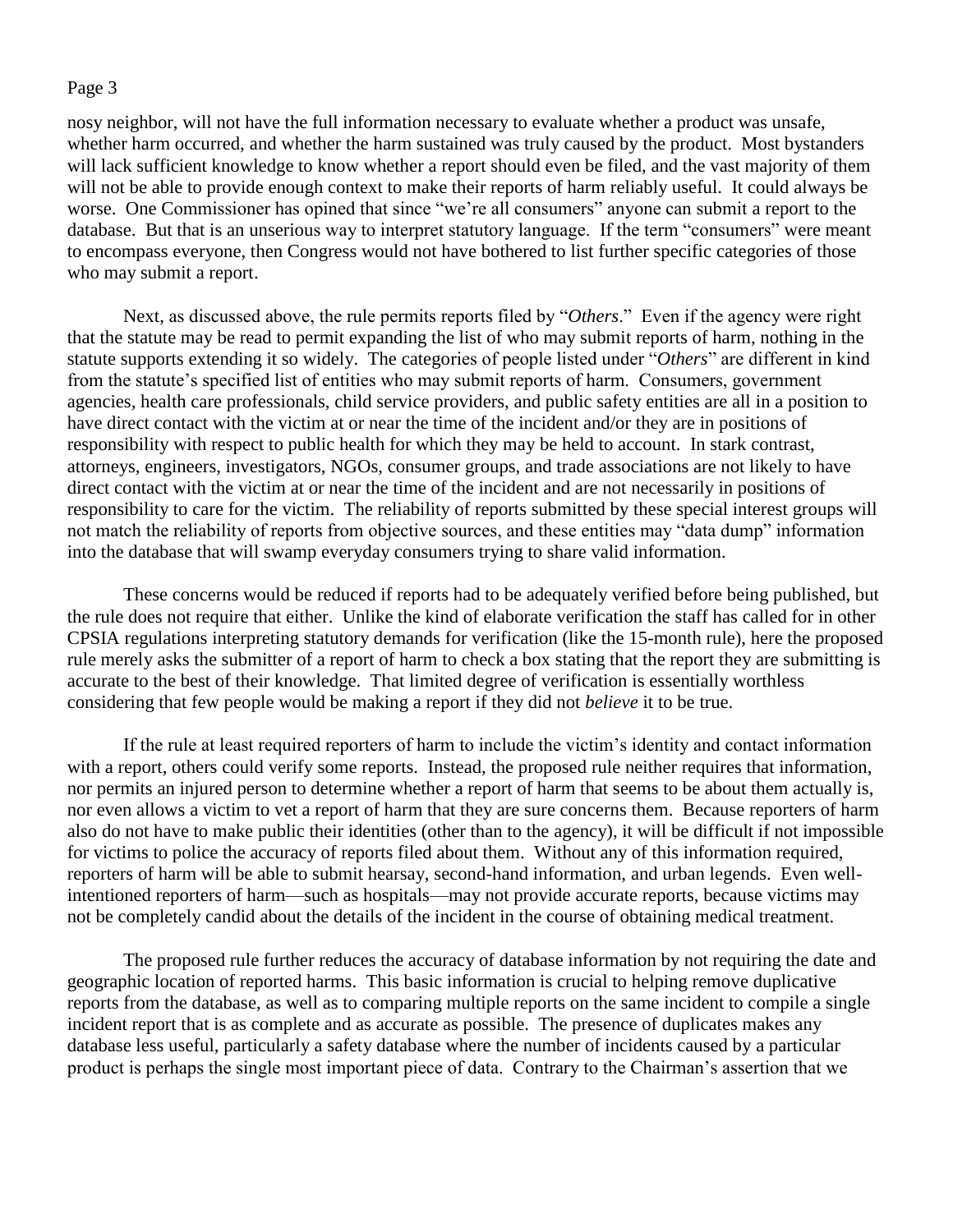nosy neighbor, will not have the full information necessary to evaluate whether a product was unsafe, whether harm occurred, and whether the harm sustained was truly caused by the product. Most bystanders will lack sufficient knowledge to know whether a report should even be filed, and the vast majority of them will not be able to provide enough context to make their reports of harm reliably useful. It could always be worse. One Commissioner has opined that since "we're all consumers" anyone can submit a report to the database. But that is an unserious way to interpret statutory language. If the term "consumers" were meant to encompass everyone, then Congress would not have bothered to list further specific categories of those who may submit a report.

Next, as discussed above, the rule permits reports filed by "*Others*." Even if the agency were right that the statute may be read to permit expanding the list of who may submit reports of harm, nothing in the statute supports extending it so widely. The categories of people listed under "*Others*" are different in kind from the statute's specified list of entities who may submit reports of harm. Consumers, government agencies, health care professionals, child service providers, and public safety entities are all in a position to have direct contact with the victim at or near the time of the incident and/or they are in positions of responsibility with respect to public health for which they may be held to account. In stark contrast, attorneys, engineers, investigators, NGOs, consumer groups, and trade associations are not likely to have direct contact with the victim at or near the time of the incident and are not necessarily in positions of responsibility to care for the victim. The reliability of reports submitted by these special interest groups will not match the reliability of reports from objective sources, and these entities may "data dump" information into the database that will swamp everyday consumers trying to share valid information.

These concerns would be reduced if reports had to be adequately verified before being published, but the rule does not require that either. Unlike the kind of elaborate verification the staff has called for in other CPSIA regulations interpreting statutory demands for verification (like the 15-month rule), here the proposed rule merely asks the submitter of a report of harm to check a box stating that the report they are submitting is accurate to the best of their knowledge. That limited degree of verification is essentially worthless considering that few people would be making a report if they did not *believe* it to be true.

If the rule at least required reporters of harm to include the victim's identity and contact information with a report, others could verify some reports. Instead, the proposed rule neither requires that information, nor permits an injured person to determine whether a report of harm that seems to be about them actually is, nor even allows a victim to vet a report of harm that they are sure concerns them. Because reporters of harm also do not have to make public their identities (other than to the agency), it will be difficult if not impossible for victims to police the accuracy of reports filed about them. Without any of this information required, reporters of harm will be able to submit hearsay, second-hand information, and urban legends. Even well-intentioned reporters of harm—such as hospitals—may not provide accurate reports, because victims may not be completely candid about the details of the incident in the course of obtaining medical treatment.

The proposed rule further reduces the accuracy of database information by not requiring the date and geographic location of reported harms. This basic information is crucial to helping remove duplicative reports from the database, as well as to comparing multiple reports on the same incident to compile a single incident report that is as complete and as accurate as possible. The presence of duplicates makes any database less useful, particularly a safety database where the number of incidents caused by a particular product is perhaps the single most important piece of data. Contrary to the Chairman's assertion that we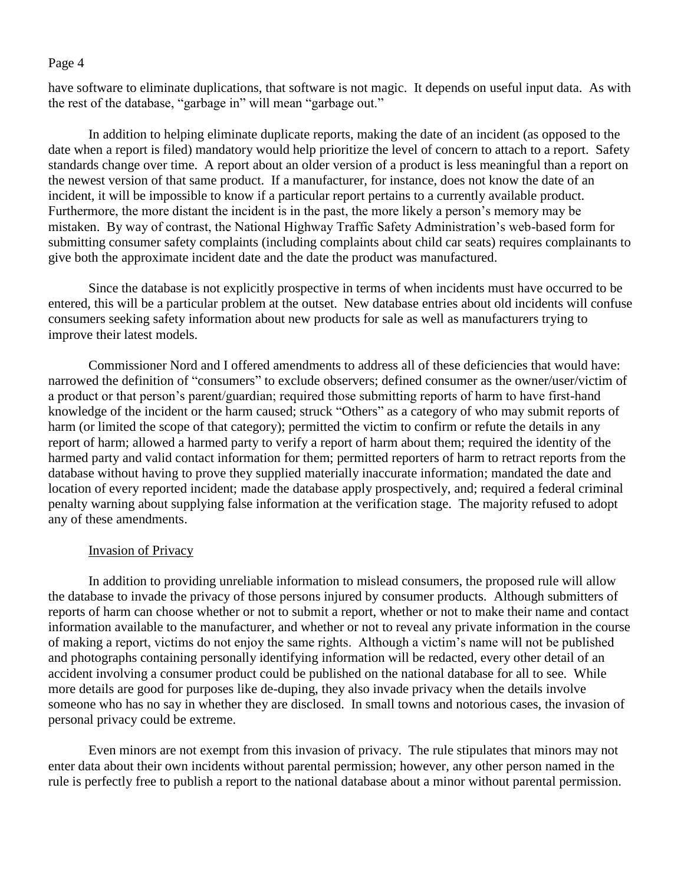have software to eliminate duplications, that software is not magic. It depends on useful input data. As with the rest of the database, "garbage in" will mean "garbage out."

In addition to helping eliminate duplicate reports, making the date of an incident (as opposed to the date when a report is filed) mandatory would help prioritize the level of concern to attach to a report. Safety standards change over time. A report about an older version of a product is less meaningful than a report on the newest version of that same product. If a manufacturer, for instance, does not know the date of an incident, it will be impossible to know if a particular report pertains to a currently available product. Furthermore, the more distant the incident is in the past, the more likely a person's memory may be mistaken. By way of contrast, the National Highway Traffic Safety Administration's web-based form for submitting consumer safety complaints (including complaints about child car seats) requires complainants to give both the approximate incident date and the date the product was manufactured.

Since the database is not explicitly prospective in terms of when incidents must have occurred to be entered, this will be a particular problem at the outset. New database entries about old incidents will confuse consumers seeking safety information about new products for sale as well as manufacturers trying to improve their latest models.

Commissioner Nord and I offered amendments to address all of these deficiencies that would have: narrowed the definition of "consumers" to exclude observers; defined consumer as the owner/user/victim of a product or that person's parent/guardian; required those submitting reports of harm to have first-hand knowledge of the incident or the harm caused; struck "Others" as a category of who may submit reports of harm (or limited the scope of that category); permitted the victim to confirm or refute the details in any report of harm; allowed a harmed party to verify a report of harm about them; required the identity of the harmed party and valid contact information for them; permitted reporters of harm to retract reports from the database without having to prove they supplied materially inaccurate information; mandated the date and location of every reported incident; made the database apply prospectively, and; required a federal criminal penalty warning about supplying false information at the verification stage. The majority refused to adopt any of these amendments.

<u>Invasion of Privacy</u>

In addition to providing unreliable information to mislead consumers, the proposed rule will allow the database to invade the privacy of those persons injured by consumer products. Although submitters of reports of harm can choose whether or not to submit a report, whether or not to make their name and contact information available to the manufacturer, and whether or not to reveal any private information in the course of making a report, victims do not enjoy the same rights. Although a victim's name will not be published and photographs containing personally identifying information will be redacted, every other detail of an accident involving a consumer product could be published on the national database for all to see. While more details are good for purposes like de-duping, they also invade privacy when the details involve someone who has no say in whether they are disclosed. In small towns and notorious cases, the invasion of personal privacy could be extreme.

Even minors are not exempt from this invasion of privacy. The rule stipulates that minors may not enter data about their own incidents without parental permission; however, any other person named in the rule is perfectly free to publish a report to the national database about a minor without parental permission.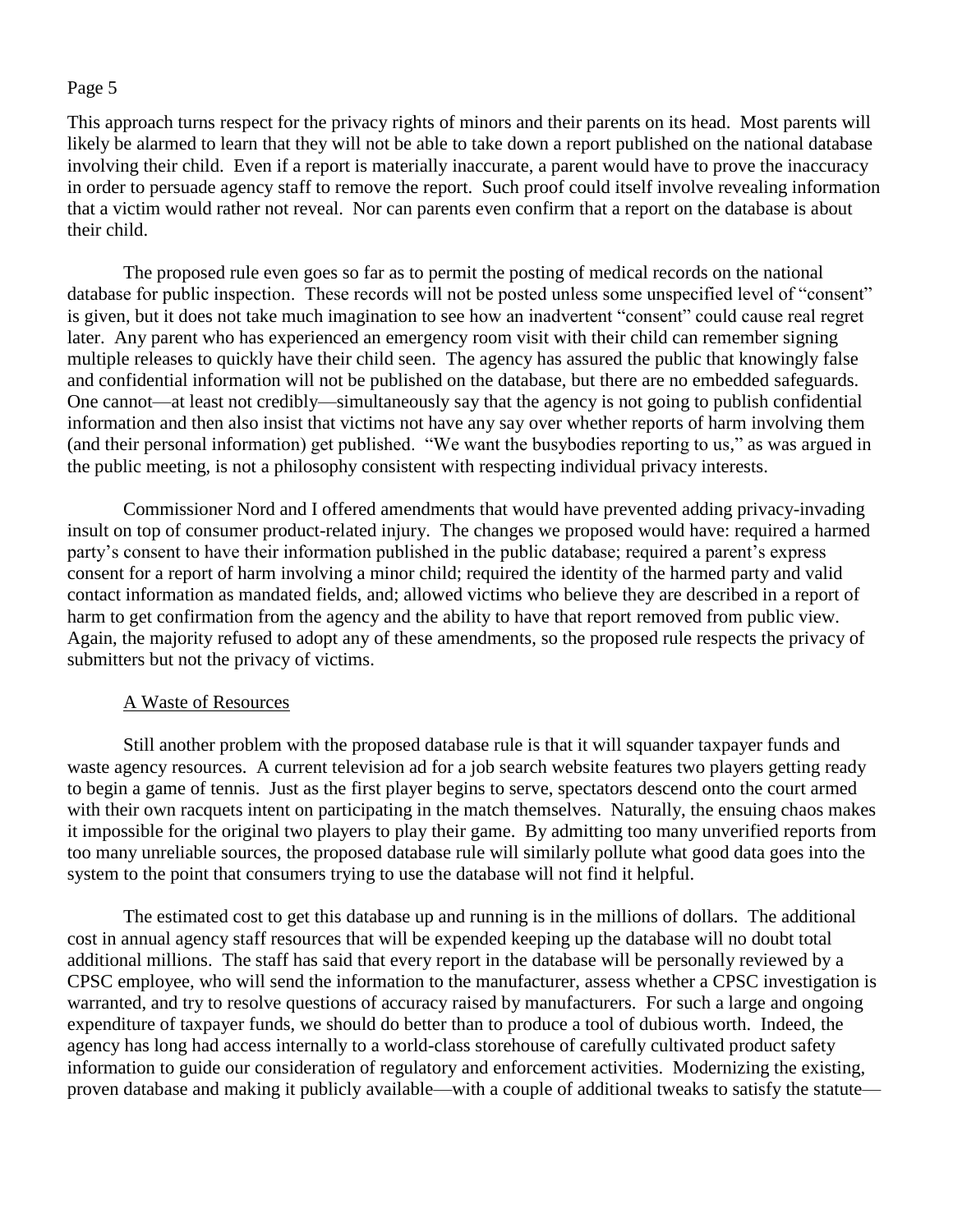This approach turns respect for the privacy rights of minors and their parents on its head. Most parents will likely be alarmed to learn that they will not be able to take down a report published on the national database involving their child. Even if a report is materially inaccurate, a parent would have to prove the inaccuracy in order to persuade agency staff to remove the report. Such proof could itself involve revealing information that a victim would rather not reveal. Nor can parents even confirm that a report on the database is about their child.

The proposed rule even goes so far as to permit the posting of medical records on the national database for public inspection. These records will not be posted unless some unspecified level of "consent" is given, but it does not take much imagination to see how an inadvertent "consent" could cause real regret later. Any parent who has experienced an emergency room visit with their child can remember signing multiple releases to quickly have their child seen. The agency has assured the public that knowingly false and confidential information will not be published on the database, but there are no embedded safeguards. One cannot—at least not credibly—simultaneously say that the agency is not going to publish confidential information and then also insist that victims not have any say over whether reports of harm involving them (and their personal information) get published. "We want the busybodies reporting to us," as was argued in the public meeting, is not a philosophy consistent with respecting individual privacy interests.

Commissioner Nord and I offered amendments that would have prevented adding privacy-invading insult on top of consumer product-related injury. The changes we proposed would have: required a harmed party's consent to have their information published in the public database; required a parent's express consent for a report of harm involving a minor child; required the identity of the harmed party and valid contact information as mandated fields, and; allowed victims who believe they are described in a report of harm to get confirmation from the agency and the ability to have that report removed from public view. Again, the majority refused to adopt any of these amendments, so the proposed rule respects the privacy of submitters but not the privacy of victims.

## A Waste of Resources

Still another problem with the proposed database rule is that it will squander taxpayer funds and waste agency resources. A current television ad for a job search website features two players getting ready to begin a game of tennis. Just as the first player begins to serve, spectators descend onto the court armed with their own racquets intent on participating in the match themselves. Naturally, the ensuing chaos makes it impossible for the original two players to play their game. By admitting too many unverified reports from too many unreliable sources, the proposed database rule will similarly pollute what good data goes into the system to the point that consumers trying to use the database will not find it helpful.

The estimated cost to get this database up and running is in the millions of dollars. The additional cost in annual agency staff resources that will be expended keeping up the database will no doubt total additional millions. The staff has said that every report in the database will be personally reviewed by a CPSC employee, who will send the information to the manufacturer, assess whether a CPSC investigation is warranted, and try to resolve questions of accuracy raised by manufacturers. For such a large and ongoing expenditure of taxpayer funds, we should do better than to produce a tool of dubious worth. Indeed, the agency has long had access internally to a world-class storehouse of carefully cultivated product safety information to guide our consideration of regulatory and enforcement activities. Modernizing the existing, proven database and making it publicly available—with a couple of additional tweaks to satisfy the statute—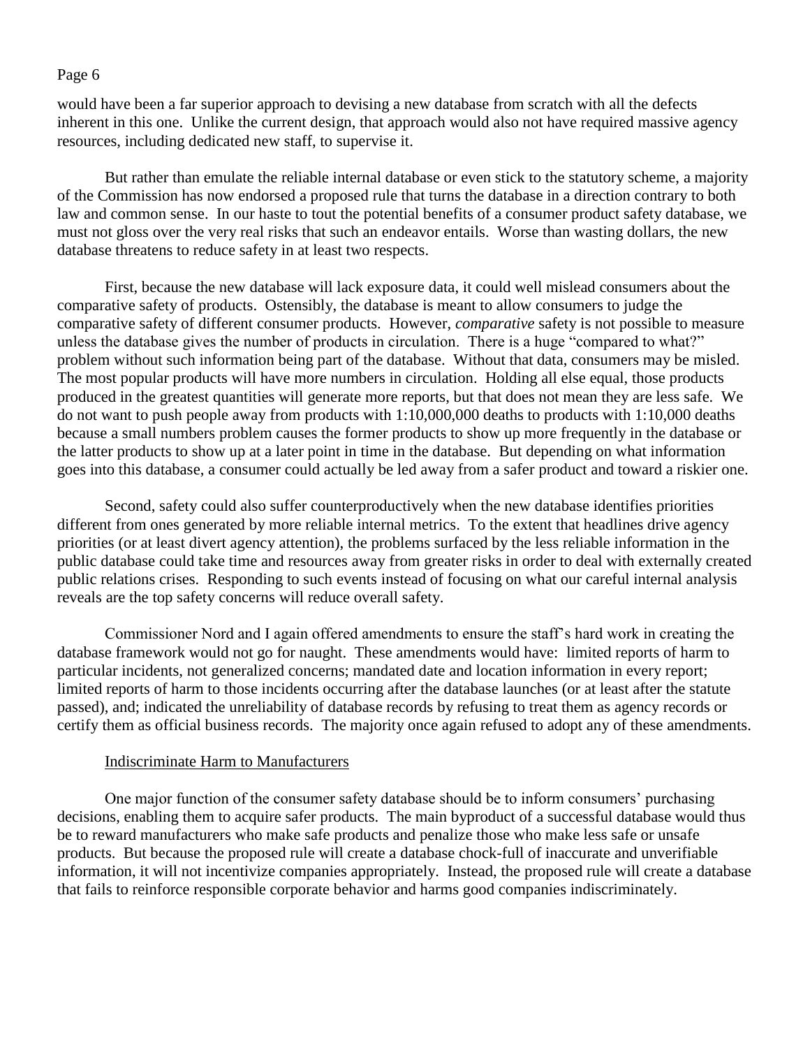would have been a far superior approach to devising a new database from scratch with all the defects inherent in this one. Unlike the current design, that approach would also not have required massive agency resources, including dedicated new staff, to supervise it.

But rather than emulate the reliable internal database or even stick to the statutory scheme, a majority of the Commission has now endorsed a proposed rule that turns the database in a direction contrary to both law and common sense. In our haste to tout the potential benefits of a consumer product safety database, we must not gloss over the very real risks that such an endeavor entails. Worse than wasting dollars, the new database threatens to reduce safety in at least two respects.

First, because the new database will lack exposure data, it could well mislead consumers about the comparative safety of products. Ostensibly, the database is meant to allow consumers to judge the comparative safety of different consumer products. However, *comparative* safety is not possible to measure unless the database gives the number of products in circulation. There is a huge "compared to what?" problem without such information being part of the database. Without that data, consumers may be misled. The most popular products will have more numbers in circulation. Holding all else equal, those products produced in the greatest quantities will generate more reports, but that does not mean they are less safe. We do not want to push people away from products with 1:10,000,000 deaths to products with 1:10,000 deaths because a small numbers problem causes the former products to show up more frequently in the database or the latter products to show up at a later point in time in the database. But depending on what information goes into this database, a consumer could actually be led away from a safer product and toward a riskier one.

Second, safety could also suffer counterproductively when the new database identifies priorities different from ones generated by more reliable internal metrics. To the extent that headlines drive agency priorities (or at least divert agency attention), the problems surfaced by the less reliable information in the public database could take time and resources away from greater risks in order to deal with externally created public relations crises. Responding to such events instead of focusing on what our careful internal analysis reveals are the top safety concerns will reduce overall safety.

Commissioner Nord and I again offered amendments to ensure the staff's hard work in creating the database framework would not go for naught. These amendments would have: limited reports of harm to particular incidents, not generalized concerns; mandated date and location information in every report; limited reports of harm to those incidents occurring after the database launches (or at least after the statute passed), and; indicated the unreliability of database records by refusing to treat them as agency records or certify them as official business records. The majority once again refused to adopt any of these amendments.

## Indiscriminate Harm to Manufacturers

One major function of the consumer safety database should be to inform consumers' purchasing decisions, enabling them to acquire safer products. The main byproduct of a successful database would thus be to reward manufacturers who make safe products and penalize those who make less safe or unsafe products. But because the proposed rule will create a database chock-full of inaccurate and unverifiable information, it will not incentivize companies appropriately. Instead, the proposed rule will create a database that fails to reinforce responsible corporate behavior and harms good companies indiscriminately.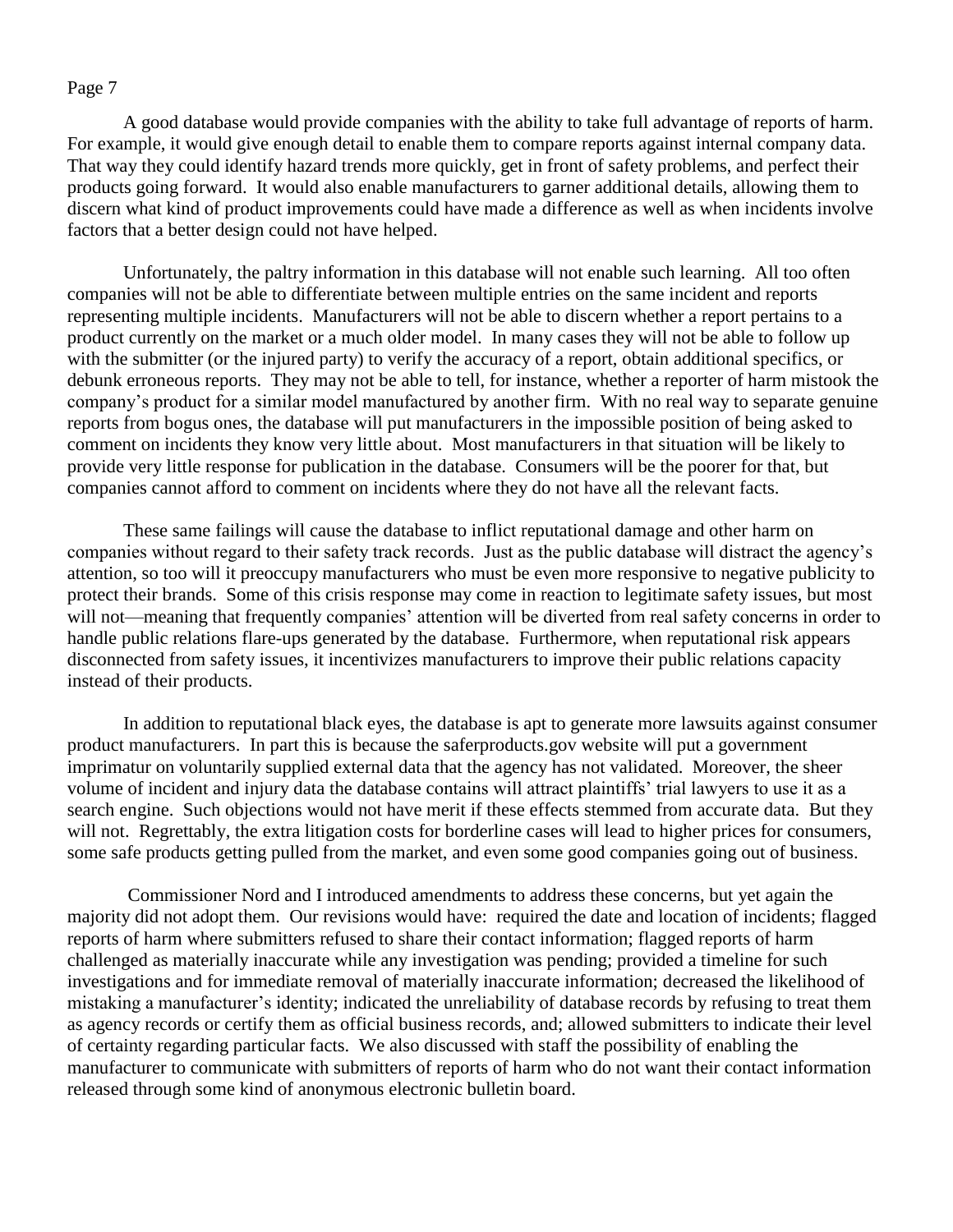A good database would provide companies with the ability to take full advantage of reports of harm. For example, it would give enough detail to enable them to compare reports against internal company data. That way they could identify hazard trends more quickly, get in front of safety problems, and perfect their products going forward. It would also enable manufacturers to garner additional details, allowing them to discern what kind of product improvements could have made a difference as well as when incidents involve factors that a better design could not have helped.

Unfortunately, the paltry information in this database will not enable such learning. All too often companies will not be able to differentiate between multiple entries on the same incident and reports representing multiple incidents. Manufacturers will not be able to discern whether a report pertains to a product currently on the market or a much older model. In many cases they will not be able to follow up with the submitter (or the injured party) to verify the accuracy of a report, obtain additional specifics, or debunk erroneous reports. They may not be able to tell, for instance, whether a reporter of harm mistook the company's product for a similar model manufactured by another firm. With no real way to separate genuine reports from bogus ones, the database will put manufacturers in the impossible position of being asked to comment on incidents they know very little about. Most manufacturers in that situation will be likely to provide very little response for publication in the database. Consumers will be the poorer for that, but companies cannot afford to comment on incidents where they do not have all the relevant facts.

These same failings will cause the database to inflict reputational damage and other harm on companies without regard to their safety track records. Just as the public database will distract the agency's attention, so too will it preoccupy manufacturers who must be even more responsive to negative publicity to protect their brands. Some of this crisis response may come in reaction to legitimate safety issues, but most will not—meaning that frequently companies' attention will be diverted from real safety concerns in order to handle public relations flare-ups generated by the database. Furthermore, when reputational risk appears disconnected from safety issues, it incentivizes manufacturers to improve their public relations capacity instead of their products.

In addition to reputational black eyes, the database is apt to generate more lawsuits against consumer product manufacturers. In part this is because the saferproducts.gov website will put a government imprimatur on voluntarily supplied external data that the agency has not validated. Moreover, the sheer volume of incident and injury data the database contains will attract plaintiffs' trial lawyers to use it as a search engine. Such objections would not have merit if these effects stemmed from accurate data. But they will not. Regrettably, the extra litigation costs for borderline cases will lead to higher prices for consumers, some safe products getting pulled from the market, and even some good companies going out of business.

Commissioner Nord and I introduced amendments to address these concerns, but yet again the majority did not adopt them. Our revisions would have: required the date and location of incidents; flagged reports of harm where submitters refused to share their contact information; flagged reports of harm challenged as materially inaccurate while any investigation was pending; provided a timeline for such investigations and for immediate removal of materially inaccurate information; decreased the likelihood of mistaking a manufacturer's identity; indicated the unreliability of database records by refusing to treat them as agency records or certify them as official business records, and; allowed submitters to indicate their level of certainty regarding particular facts. We also discussed with staff the possibility of enabling the manufacturer to communicate with submitters of reports of harm who do not want their contact information released through some kind of anonymous electronic bulletin board.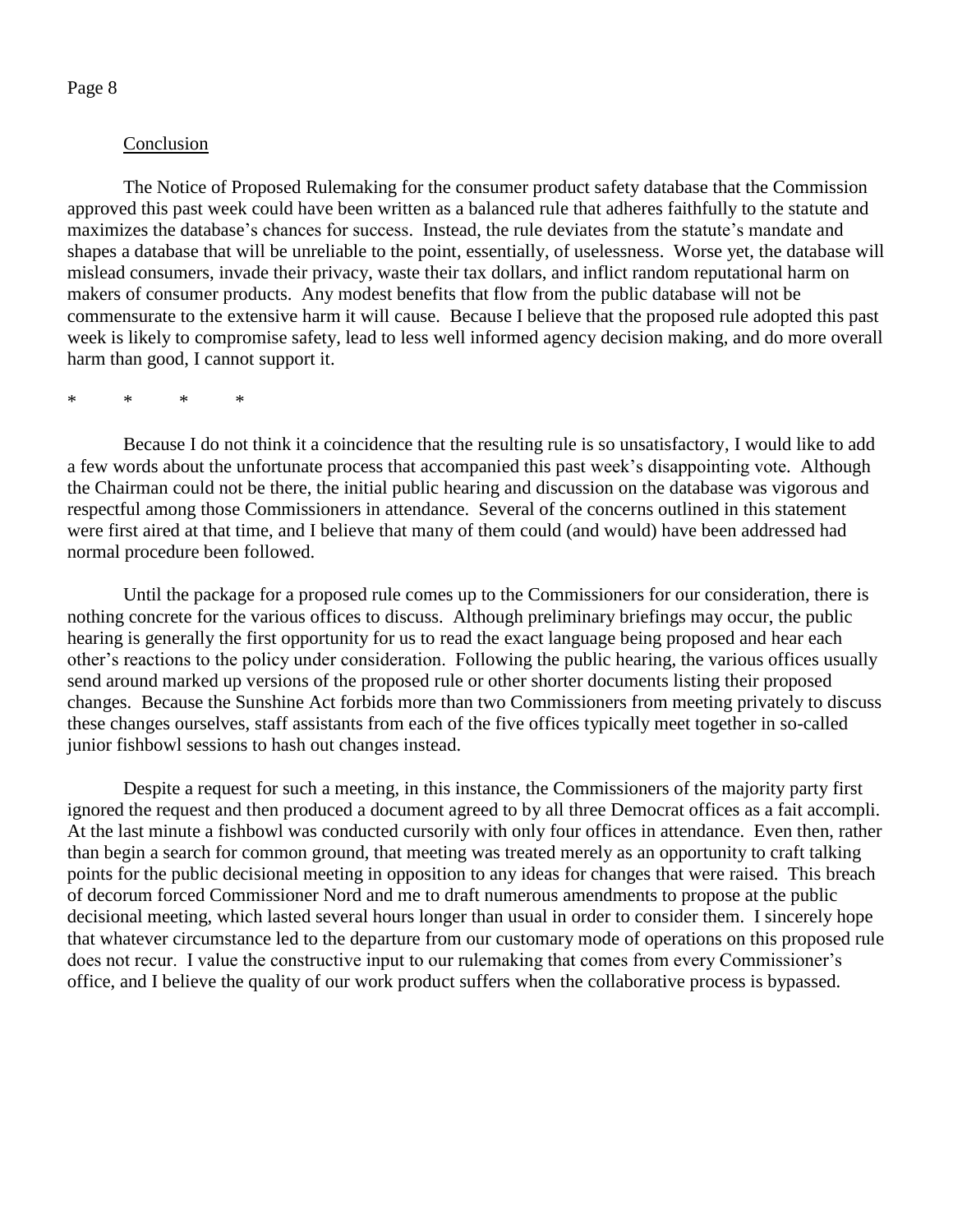Conclusion

The Notice of Proposed Rulemaking for the consumer product safety database that the Commission approved this past week could have been written as a balanced rule that adheres faithfully to the statute and maximizes the database's chances for success. Instead, the rule deviates from the statute's mandate and shapes a database that will be unreliable to the point, essentially, of uselessness. Worse yet, the database will mislead consumers, invade their privacy, waste their tax dollars, and inflict random reputational harm on makers of consumer products. Any modest benefits that flow from the public database will not be commensurate to the extensive harm it will cause. Because I believe that the proposed rule adopted this past week is likely to compromise safety, lead to less well informed agency decision making, and do more overall harm than good, I cannot support it.

\*          \*          \*          \*

Because I do not think it a coincidence that the resulting rule is so unsatisfactory, I would like to add a few words about the unfortunate process that accompanied this past week's disappointing vote. Although the Chairman could not be there, the initial public hearing and discussion on the database was vigorous and respectful among those Commissioners in attendance. Several of the concerns outlined in this statement were first aired at that time, and I believe that many of them could (and would) have been addressed had normal procedure been followed.

Until the package for a proposed rule comes up to the Commissioners for our consideration, there is nothing concrete for the various offices to discuss. Although preliminary briefings may occur, the public hearing is generally the first opportunity for us to read the exact language being proposed and hear each other's reactions to the policy under consideration. Following the public hearing, the various offices usually send around marked up versions of the proposed rule or other shorter documents listing their proposed changes. Because the Sunshine Act forbids more than two Commissioners from meeting privately to discuss these changes ourselves, staff assistants from each of the five offices typically meet together in so-called junior fishbowl sessions to hash out changes instead.

Despite a request for such a meeting, in this instance, the Commissioners of the majority party first ignored the request and then produced a document agreed to by all three Democrat offices as a fait accompli. At the last minute a fishbowl was conducted cursorily with only four offices in attendance. Even then, rather than begin a search for common ground, that meeting was treated merely as an opportunity to craft talking points for the public decisional meeting in opposition to any ideas for changes that were raised. This breach of decorum forced Commissioner Nord and me to draft numerous amendments to propose at the public decisional meeting, which lasted several hours longer than usual in order to consider them. I sincerely hope that whatever circumstance led to the departure from our customary mode of operations on this proposed rule does not recur. I value the constructive input to our rulemaking that comes from every Commissioner's office, and I believe the quality of our work product suffers when the collaborative process is bypassed.